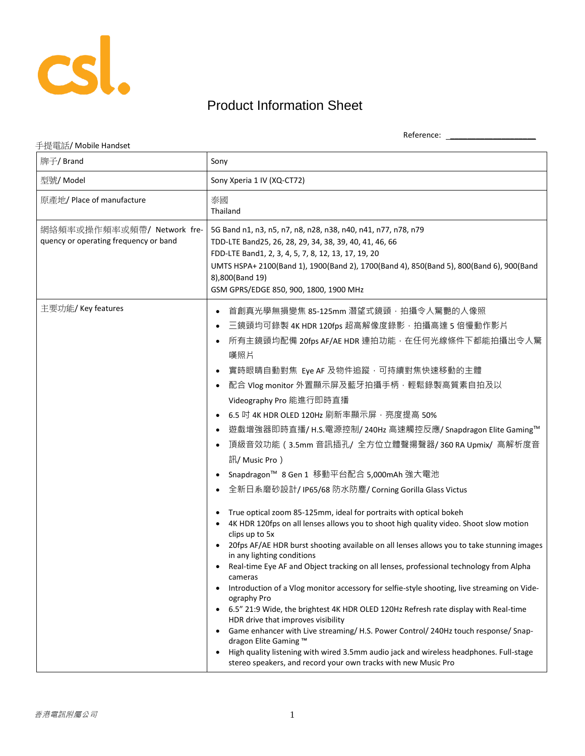csl.

# Product Information Sheet

Reference: ___________________

手提電話/ Mobile Handset

| | |
|---|---|
| 牌子/ Brand | Sony |
| 型號/ Model | Sony Xperia 1 IV (XQ-CT72) |
| 原產地/ Place of manufacture | 泰國<br>Thailand |
| 網絡頻率或操作頻率或頻帶/ Network frequency or operating frequency or band | 5G Band n1, n3, n5, n7, n8, n28, n38, n40, n41, n77, n78, n79<br>TDD-LTE Band25, 26, 28, 29, 34, 38, 39, 40, 41, 46, 66<br>FDD-LTE Band1, 2, 3, 4, 5, 7, 8, 12, 13, 17, 19, 20<br>UMTS HSPA+ 2100(Band 1), 1900(Band 2), 1700(Band 4), 850(Band 5), 800(Band 6), 900(Band 8),800(Band 19)<br>GSM GPRS/EDGE 850, 900, 1800, 1900 MHz |
| 主要功能/ Key features | • 首創真光學無損變焦 85-125mm 潛望式鏡頭，拍攝令人驚艷的人像照<br>• 三鏡頭均可錄製 4K HDR 120fps 超高解像度錄影，拍攝高達 5 倍慢動作影片<br>• 所有主鏡頭均配備 20fps AF/AE HDR 連拍功能，在任何光線條件下都能拍攝出令人驚嘆照片<br>• 實時眼睛自動對焦 Eye AF 及物件追蹤，可持續對焦快速移動的主體<br>• 配合 Vlog monitor 外置顯示屏及藍牙拍攝手柄，輕鬆錄製高質素自拍及以 Videography Pro 能進行即時直播<br>• 6.5 吋 4K HDR OLED 120Hz 刷新率顯示屏，亮度提高 50%<br>• 遊戲增強器即時直播/ H.S.電源控制/ 240Hz 高速觸控反應/ Snapdragon Elite Gaming™<br>• 頂級音效功能（3.5mm 音訊插孔/ 全方位立體聲揚聲器/ 360 RA Upmix/ 高解析度音訊/ Music Pro）<br>• Snapdragon™ 8 Gen 1 移動平台配合 5,000mAh 強大電池<br>• 全新日系磨砂設計/ IP65/68 防水防塵/ Corning Gorilla Glass Victus<br><br>• True optical zoom 85-125mm, ideal for portraits with optical bokeh<br>• 4K HDR 120fps on all lenses allows you to shoot high quality video. Shoot slow motion clips up to 5x<br>• 20fps AF/AE HDR burst shooting available on all lenses allows you to take stunning images in any lighting conditions<br>• Real-time Eye AF and Object tracking on all lenses, professional technology from Alpha cameras<br>• Introduction of a Vlog monitor accessory for selfie-style shooting, live streaming on Videography Pro<br>• 6.5" 21:9 Wide, the brightest 4K HDR OLED 120Hz Refresh rate display with Real-time HDR drive that improves visibility<br>• Game enhancer with Live streaming/ H.S. Power Control/ 240Hz touch response/ Snapdragon Elite Gaming ™<br>• High quality listening with wired 3.5mm audio jack and wireless headphones. Full-stage stereo speakers, and record your own tracks with new Music Pro |

*香港電訊附屬公司*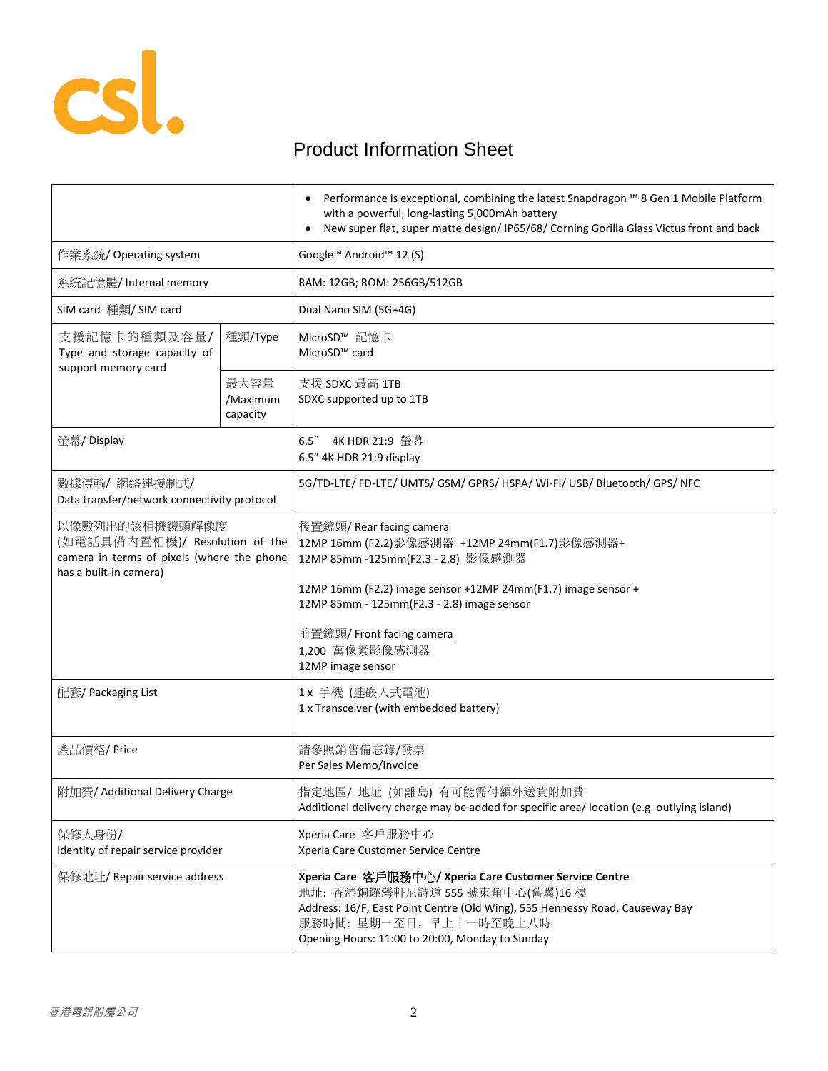# Product Information Sheet

| | | |
|---|---|---|
| | | • Performance is exceptional, combining the latest Snapdragon ™ 8 Gen 1 Mobile Platform with a powerful, long-lasting 5,000mAh battery<br>• New super flat, super matte design/ IP65/68/ Corning Gorilla Glass Victus front and back |
| 作業系統/ Operating system | | Google™ Android™ 12 (S) |
| 系統記憶體/ Internal memory | | RAM: 12GB; ROM: 256GB/512GB |
| SIM card 種類/ SIM card | | Dual Nano SIM (5G+4G) |
| 支援記憶卡的種類及容量/ Type and storage capacity of support memory card | 種類/Type | MicroSD™ 記憶卡<br>MicroSD™ card |
| | 最大容量 /Maximum capacity | 支援 SDXC 最高 1TB<br>SDXC supported up to 1TB |
| 螢幕/ Display | | 6.5" 4K HDR 21:9 螢幕<br>6.5" 4K HDR 21:9 display |
| 數據傳輸/ 網絡連接制式/ Data transfer/network connectivity protocol | | 5G/TD-LTE/ FD-LTE/ UMTS/ GSM/ GPRS/ HSPA/ Wi-Fi/ USB/ Bluetooth/ GPS/ NFC |
| 以像數列出的該相機鏡頭解像度 (如電話具備內置相機)/ Resolution of the camera in terms of pixels (where the phone has a built-in camera) | | 後置鏡頭/ Rear facing camera<br>12MP 16mm (F2.2)影像感測器 +12MP 24mm(F1.7)影像感測器+ 12MP 85mm -125mm(F2.3 - 2.8) 影像感測器<br><br>12MP 16mm (F2.2) image sensor +12MP 24mm(F1.7) image sensor + 12MP 85mm - 125mm(F2.3 - 2.8) image sensor<br><br>前置鏡頭/ Front facing camera<br>1,200 萬像素影像感測器<br>12MP image sensor |
| 配套/ Packaging List | | 1 x 手機 (連嵌入式電池)<br>1 x Transceiver (with embedded battery) |
| 產品價格/ Price | | 請參照銷售備忘錄/發票<br>Per Sales Memo/Invoice |
| 附加費/ Additional Delivery Charge | | 指定地區/ 地址 (如離島) 有可能需付額外送貨附加費<br>Additional delivery charge may be added for specific area/ location (e.g. outlying island) |
| 保修人身份/ Identity of repair service provider | | Xperia Care 客戶服務中心<br>Xperia Care Customer Service Centre |
| 保修地址/ Repair service address | | **Xperia Care 客戶服務中心/ Xperia Care Customer Service Centre**<br>地址: 香港銅鑼灣軒尼詩道 555 號東角中心(舊翼)16 樓<br>Address: 16/F, East Point Centre (Old Wing), 555 Hennessy Road, Causeway Bay<br>服務時間: 星期一至日，早上十一時至晚上八時<br>Opening Hours: 11:00 to 20:00, Monday to Sunday |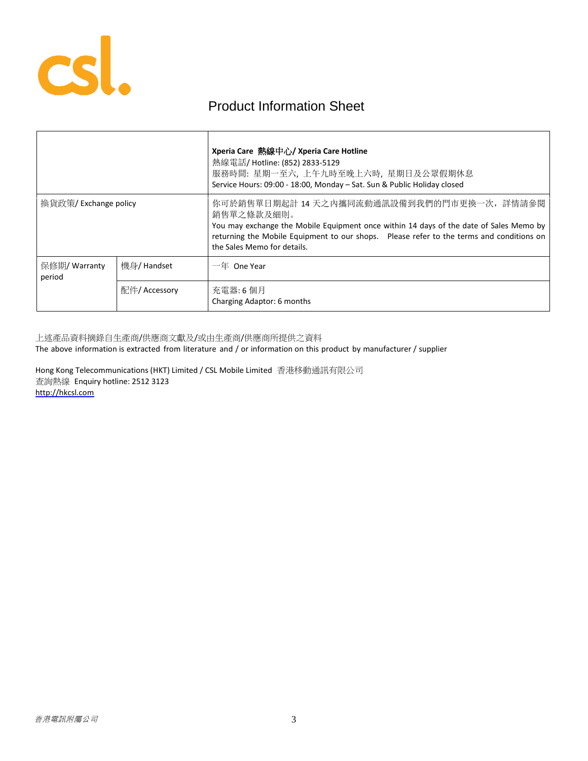# Product Information Sheet

| | | |
|---|---|---|
| | | **Xperia Care 熱線中心/ Xperia Care Hotline**<br>熱線電話/ Hotline: (852) 2833-5129<br>服務時間: 星期一至六, 上午九時至晚上六時, 星期日及公眾假期休息<br>Service Hours: 09:00 - 18:00, Monday – Sat. Sun & Public Holiday closed |
| 換貨政策/ Exchange policy | | 你可於銷售單日期起計 14 天之內攜同流動通訊設備到我們的門市更換一次，詳情請參閱銷售單之條款及細則。<br>You may exchange the Mobile Equipment once within 14 days of the date of Sales Memo by returning the Mobile Equipment to our shops. Please refer to the terms and conditions on the Sales Memo for details. |
| 保修期/ Warranty period | 機身/ Handset | 一年 One Year |
| | 配件/ Accessory | 充電器: 6 個月<br>Charging Adaptor: 6 months |

上述產品資料摘錄自生產商/供應商文獻及/或由生產商/供應商所提供之資料
The above information is extracted from literature and / or information on this product by manufacturer / supplier

Hong Kong Telecommunications (HKT) Limited / CSL Mobile Limited 香港移動通訊有限公司
查詢熱線 Enquiry hotline: 2512 3123
http://hkcsl.com

*香港電訊附屬公司*